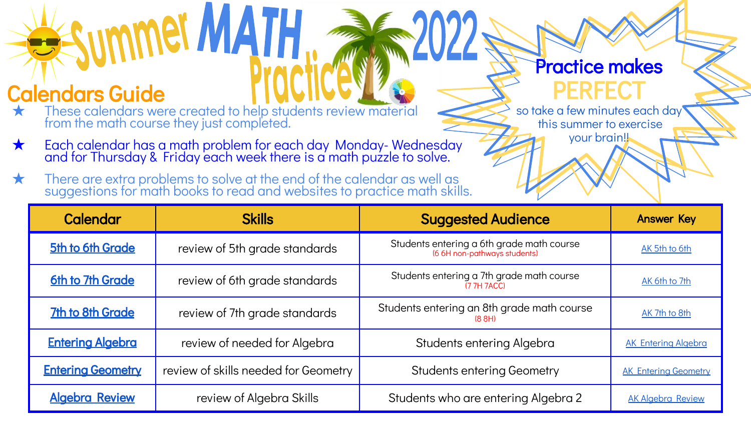# Summer MATH Practice 2022

## Calendars Guide

- ★ These calendars were created to help students review material from the math course they just completed.
- ★ Each calendar has a math problem for each day Monday- Wednesday and for Thursday & Friday each week there is a math puzzle to solve.
- ★ There are extra problems to solve at the end of the calendar as well as suggestions for math books to read and websites to practice math skills.

**Practice makes PERFECT** so take a few minutes each day this summer to exercise your brain!!

| Calendar | Skills | Suggested Audience | Answer Key |
|---|---|---|---|
| 5th to 6th Grade | review of 5th grade standards | Students entering a 6th grade math course (6 6H non-pathways students) | AK 5th to 6th |
| 6th to 7th Grade | review of 6th grade standards | Students entering a 7th grade math course (7 7H 7ACC) | AK 6th to 7th |
| 7th to 8th Grade | review of 7th grade standards | Students entering an 8th grade math course (8 8H) | AK 7th to 8th |
| Entering Algebra | review of needed for Algebra | Students entering Algebra | AK Entering Algebra |
| Entering Geometry | review of skills needed for Geometry | Students entering Geometry | AK Entering Geometry |
| Algebra Review | review of Algebra Skills | Students who are entering Algebra 2 | AK Algebra Review |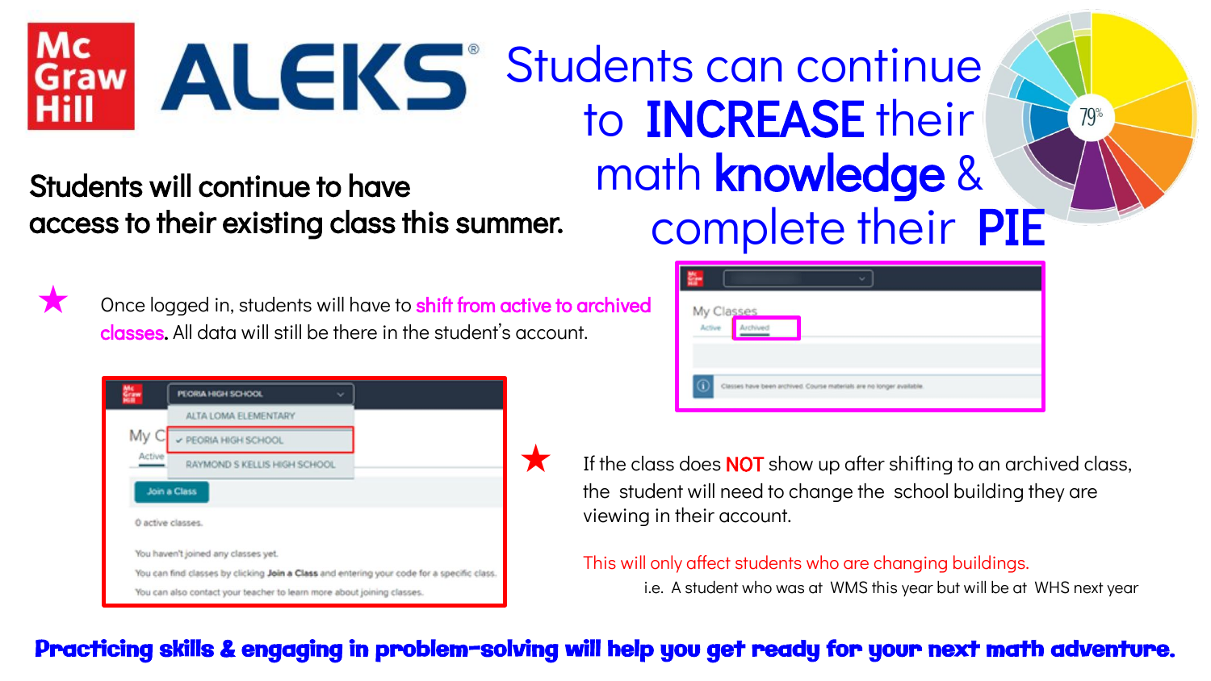# McGraw Hill ALEKS

## Students can continue to **INCREASE** their math **knowledge** & complete their **PIE**

**Students will continue to have access to their existing class this summer.**

★ Once logged in, students will have to shift from active to archived classes. All data will still be there in the student's account.

★ If the class does **NOT** show up after shifting to an archived class, the student will need to change the school building they are viewing in their account.

This will only affect students who are changing buildings.

i.e. A student who was at WMS this year but will be at WHS next year

**Practicing skills & engaging in problem-solving will help you get ready for your next math adventure.**